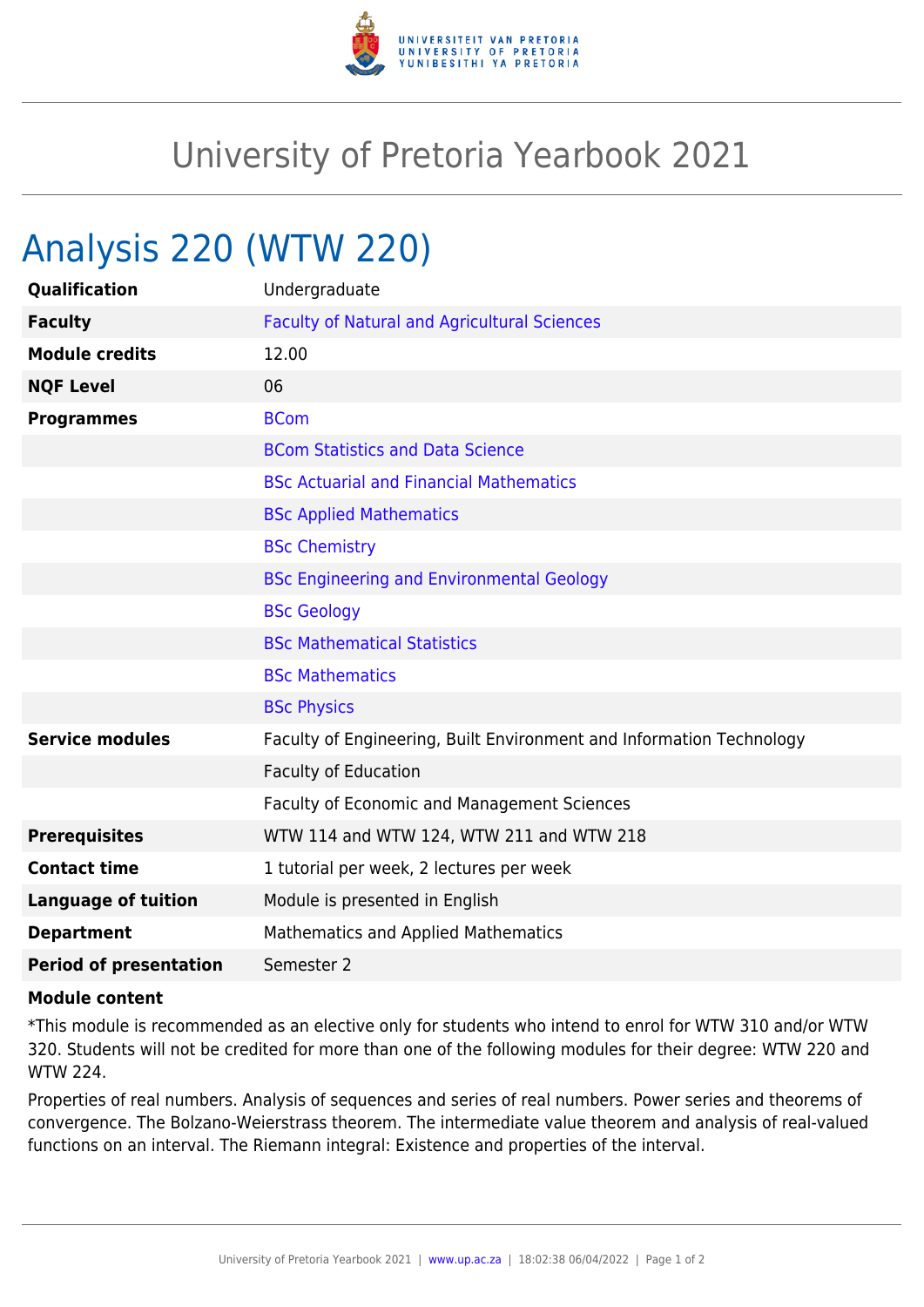# University of Pretoria Yearbook 2021

## Analysis 220 (WTW 220)

| | |
|---|---|
| **Qualification** | Undergraduate |
| **Faculty** | Faculty of Natural and Agricultural Sciences |
| **Module credits** | 12.00 |
| **NQF Level** | 06 |
| **Programmes** | BCom |
| | BCom Statistics and Data Science |
| | BSc Actuarial and Financial Mathematics |
| | BSc Applied Mathematics |
| | BSc Chemistry |
| | BSc Engineering and Environmental Geology |
| | BSc Geology |
| | BSc Mathematical Statistics |
| | BSc Mathematics |
| | BSc Physics |
| **Service modules** | Faculty of Engineering, Built Environment and Information Technology |
| | Faculty of Education |
| | Faculty of Economic and Management Sciences |
| **Prerequisites** | WTW 114 and WTW 124, WTW 211 and WTW 218 |
| **Contact time** | 1 tutorial per week, 2 lectures per week |
| **Language of tuition** | Module is presented in English |
| **Department** | Mathematics and Applied Mathematics |
| **Period of presentation** | Semester 2 |

**Module content**

*This module is recommended as an elective only for students who intend to enrol for WTW 310 and/or WTW 320. Students will not be credited for more than one of the following modules for their degree: WTW 220 and WTW 224.

Properties of real numbers. Analysis of sequences and series of real numbers. Power series and theorems of convergence. The Bolzano-Weierstrass theorem. The intermediate value theorem and analysis of real-valued functions on an interval. The Riemann integral: Existence and properties of the interval.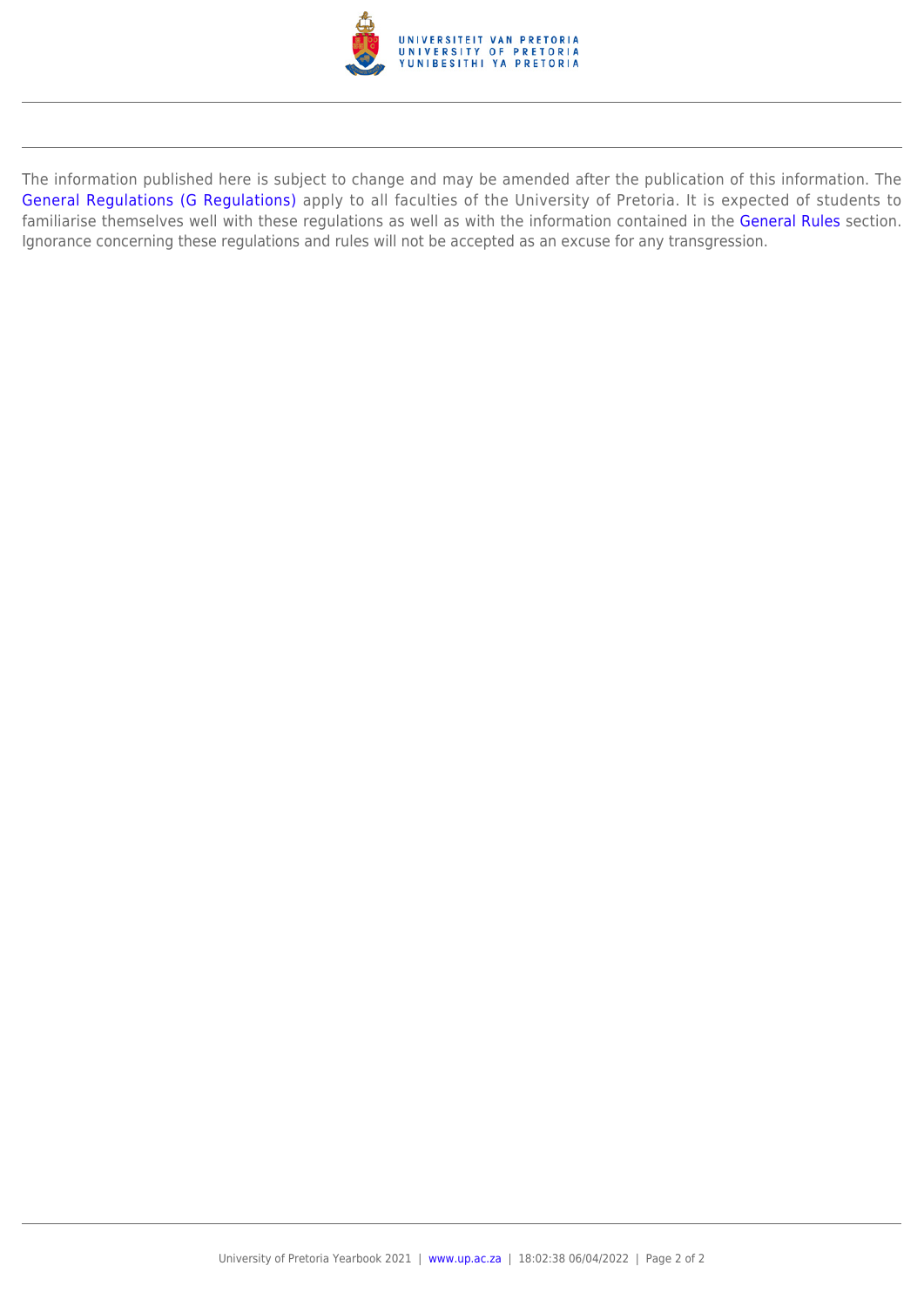The information published here is subject to change and may be amended after the publication of this information. The General Regulations (G Regulations) apply to all faculties of the University of Pretoria. It is expected of students to familiarise themselves well with these regulations as well as with the information contained in the General Rules section. Ignorance concerning these regulations and rules will not be accepted as an excuse for any transgression.